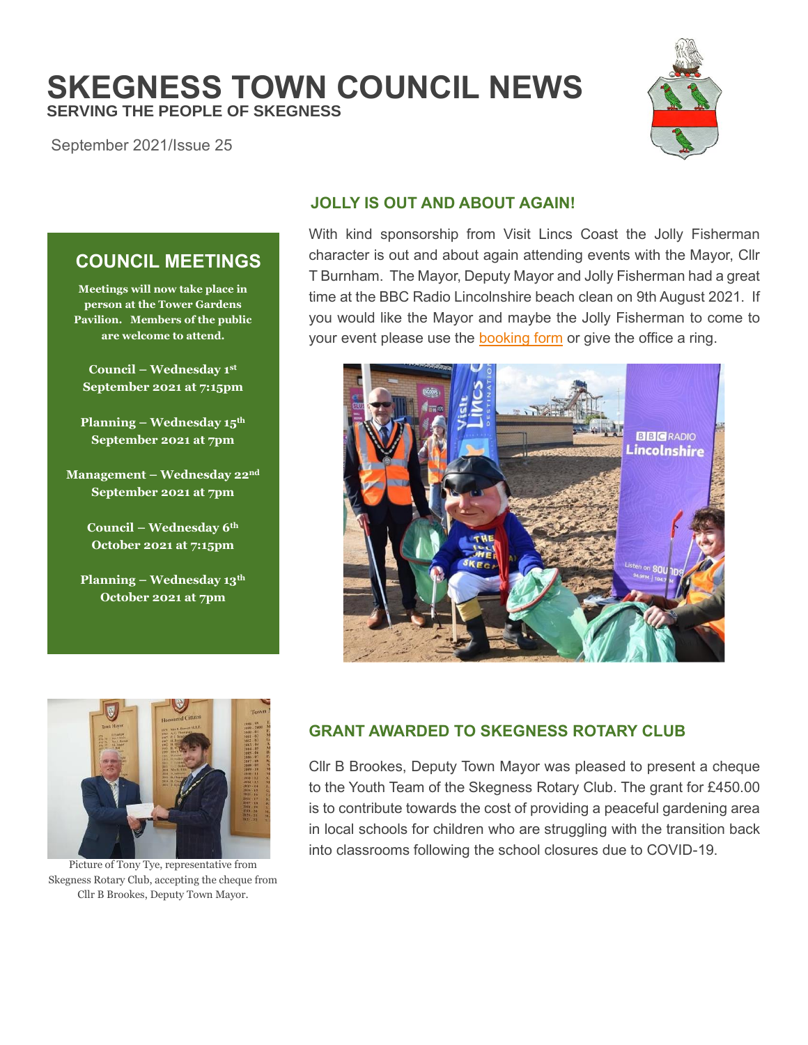# SKEGNESS TOWN COUNCIL NEWS

**SERVING THE PEOPLE OF SKEGNESS**

September 2021/Issue 25

## COUNCIL MEETINGS

**Meetings will now take place in person at the Tower Gardens Pavilion. Members of the public are welcome to attend.**

**Council – Wednesday 1st September 2021 at 7:15pm**

**Planning – Wednesday 15th September 2021 at 7pm**

**Management – Wednesday 22nd September 2021 at 7pm**

**Council – Wednesday 6th October 2021 at 7:15pm**

**Planning – Wednesday 13th October 2021 at 7pm**

## JOLLY IS OUT AND ABOUT AGAIN!

With kind sponsorship from Visit Lincs Coast the Jolly Fisherman character is out and about again attending events with the Mayor, Cllr T Burnham. The Mayor, Deputy Mayor and Jolly Fisherman had a great time at the BBC Radio Lincolnshire beach clean on 9th August 2021. If you would like the Mayor and maybe the Jolly Fisherman to come to your event please use the booking form or give the office a ring.

## GRANT AWARDED TO SKEGNESS ROTARY CLUB

Cllr B Brookes, Deputy Town Mayor was pleased to present a cheque to the Youth Team of the Skegness Rotary Club. The grant for £450.00 is to contribute towards the cost of providing a peaceful gardening area in local schools for children who are struggling with the transition back into classrooms following the school closures due to COVID-19.

Picture of Tony Tye, representative from Skegness Rotary Club, accepting the cheque from Cllr B Brookes, Deputy Town Mayor.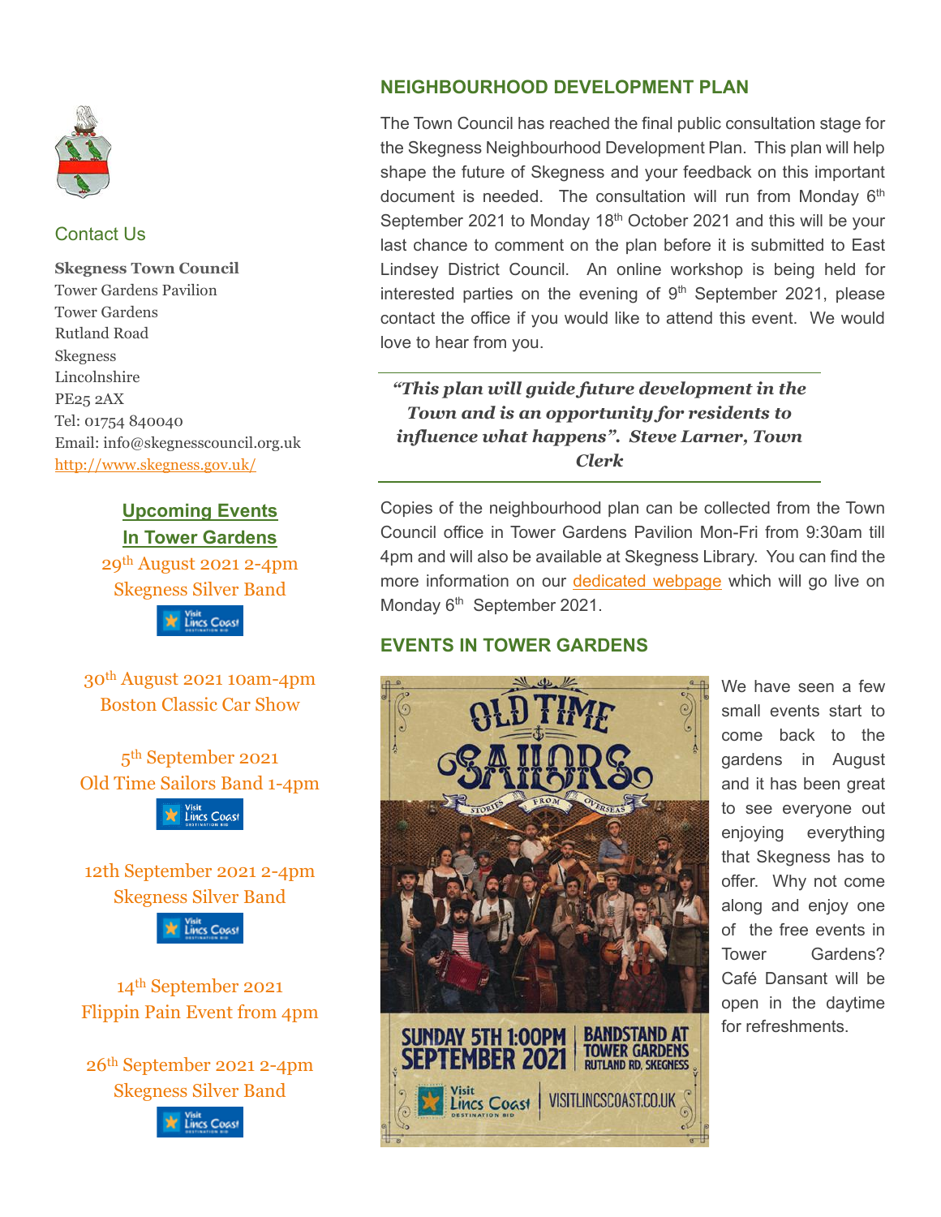## Contact Us

**Skegness Town Council**
Tower Gardens Pavilion
Tower Gardens
Rutland Road
Skegness
Lincolnshire
PE25 2AX
Tel: 01754 840040
Email: info@skegnesscouncil.org.uk
http://www.skegness.gov.uk/

**Upcoming Events In Tower Gardens**

29th August 2021 2-4pm
Skegness Silver Band

30th August 2021 10am-4pm
Boston Classic Car Show

5th September 2021
Old Time Sailors Band 1-4pm

12th September 2021 2-4pm
Skegness Silver Band

14th September 2021
Flippin Pain Event from 4pm

26th September 2021 2-4pm
Skegness Silver Band

## NEIGHBOURHOOD DEVELOPMENT PLAN

The Town Council has reached the final public consultation stage for the Skegness Neighbourhood Development Plan. This plan will help shape the future of Skegness and your feedback on this important document is needed. The consultation will run from Monday 6th September 2021 to Monday 18th October 2021 and this will be your last chance to comment on the plan before it is submitted to East Lindsey District Council. An online workshop is being held for interested parties on the evening of 9th September 2021, please contact the office if you would like to attend this event. We would love to hear from you.

> ***"This plan will guide future development in the Town and is an opportunity for residents to influence what happens". Steve Larner, Town Clerk***

Copies of the neighbourhood plan can be collected from the Town Council office in Tower Gardens Pavilion Mon-Fri from 9:30am till 4pm and will also be available at Skegness Library. You can find the more information on our dedicated webpage which will go live on Monday 6th September 2021.

## EVENTS IN TOWER GARDENS

We have seen a few small events start to come back to the gardens in August and it has been great to see everyone out enjoying everything that Skegness has to offer. Why not come along and enjoy one of the free events in Tower Gardens? Café Dansant will be open in the daytime for refreshments.